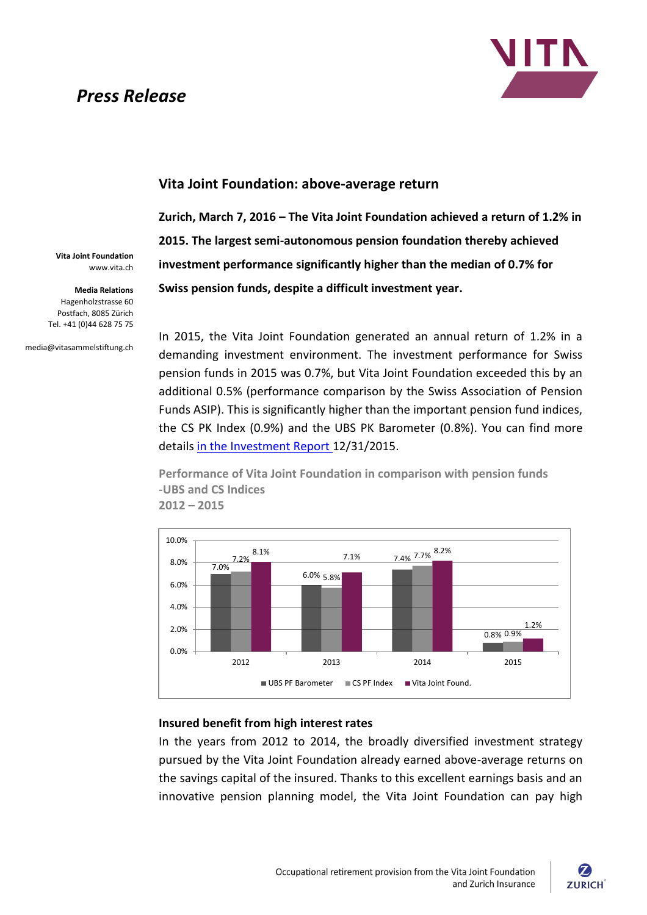# Press Release

## Vita Joint Foundation: above-average return

**Zurich, March 7, 2016 – The Vita Joint Foundation achieved a return of 1.2% in 2015. The largest semi-autonomous pension foundation thereby achieved investment performance significantly higher than the median of 0.7% for Swiss pension funds, despite a difficult investment year.**

**Vita Joint Foundation**
www.vita.ch

**Media Relations**
Hagenholzstrasse 60
Postfach, 8085 Zürich
Tel. +41 (0)44 628 75 75

media@vitasammelstiftung.ch

In 2015, the Vita Joint Foundation generated an annual return of 1.2% in a demanding investment environment. The investment performance for Swiss pension funds in 2015 was 0.7%, but Vita Joint Foundation exceeded this by an additional 0.5% (performance comparison by the Swiss Association of Pension Funds ASIP). This is significantly higher than the important pension fund indices, the CS PK Index (0.9%) and the UBS PK Barometer (0.8%). You can find more details in the Investment Report 12/31/2015.

**Performance of Vita Joint Foundation in comparison with pension funds -UBS and CS Indices 2012 – 2015**

| Year | UBS PF Barometer | CS PF Index | Vita Joint Found. |
|---|---|---|---|
| 2012 | 7.0% | 7.2% | 8.1% |
| 2013 | 6.0% | 5.8% | 7.1% |
| 2014 | 7.4% | 7.7% | 8.2% |
| 2015 | 0.8% | 0.9% | 1.2% |

### Insured benefit from high interest rates

In the years from 2012 to 2014, the broadly diversified investment strategy pursued by the Vita Joint Foundation already earned above-average returns on the savings capital of the insured. Thanks to this excellent earnings basis and an innovative pension planning model, the Vita Joint Foundation can pay high

Occupational retirement provision from the Vita Joint Foundation and Zurich Insurance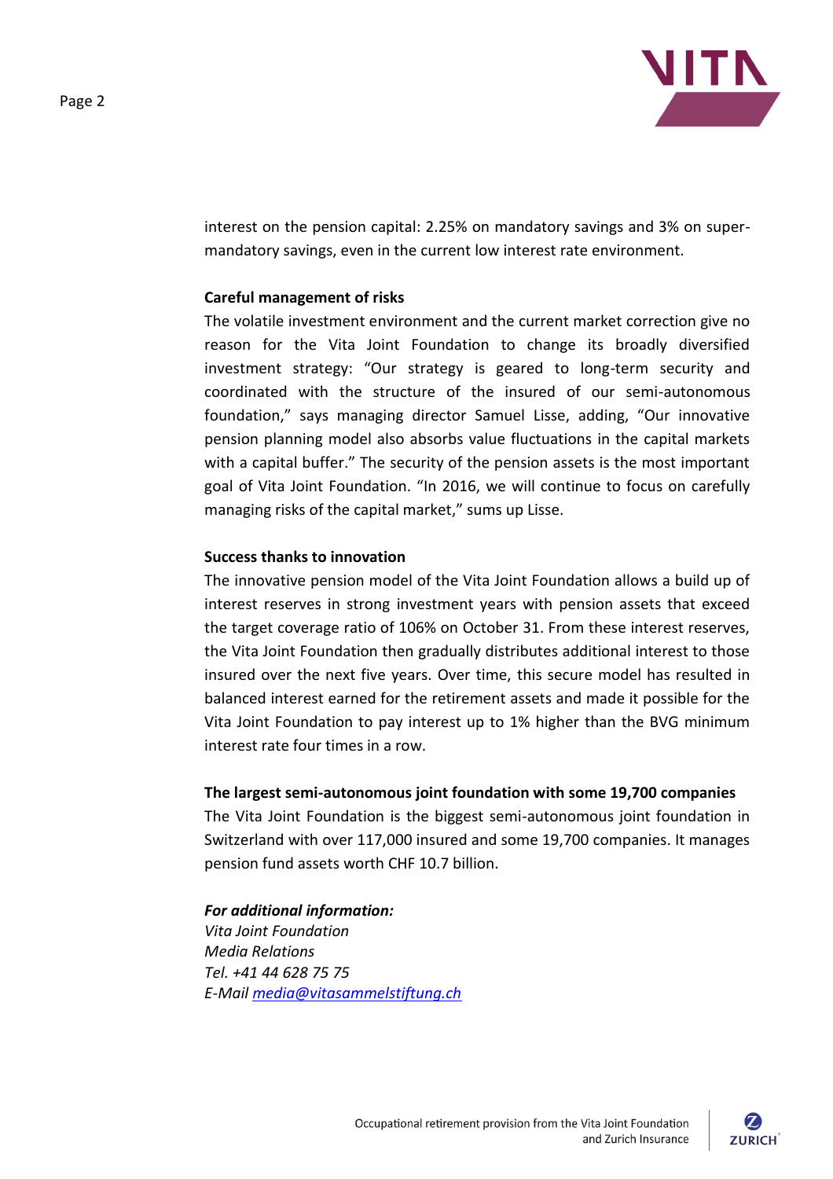interest on the pension capital: 2.25% on mandatory savings and 3% on super-mandatory savings, even in the current low interest rate environment.

**Careful management of risks**

The volatile investment environment and the current market correction give no reason for the Vita Joint Foundation to change its broadly diversified investment strategy: "Our strategy is geared to long-term security and coordinated with the structure of the insured of our semi-autonomous foundation," says managing director Samuel Lisse, adding, "Our innovative pension planning model also absorbs value fluctuations in the capital markets with a capital buffer." The security of the pension assets is the most important goal of Vita Joint Foundation. "In 2016, we will continue to focus on carefully managing risks of the capital market," sums up Lisse.

**Success thanks to innovation**

The innovative pension model of the Vita Joint Foundation allows a build up of interest reserves in strong investment years with pension assets that exceed the target coverage ratio of 106% on October 31. From these interest reserves, the Vita Joint Foundation then gradually distributes additional interest to those insured over the next five years. Over time, this secure model has resulted in balanced interest earned for the retirement assets and made it possible for the Vita Joint Foundation to pay interest up to 1% higher than the BVG minimum interest rate four times in a row.

**The largest semi-autonomous joint foundation with some 19,700 companies**

The Vita Joint Foundation is the biggest semi-autonomous joint foundation in Switzerland with over 117,000 insured and some 19,700 companies. It manages pension fund assets worth CHF 10.7 billion.

***For additional information:***
*Vita Joint Foundation*
*Media Relations*
*Tel. +41 44 628 75 75*
*E-Mail media@vitasammelstiftung.ch*

Occupational retirement provision from the Vita Joint Foundation and Zurich Insurance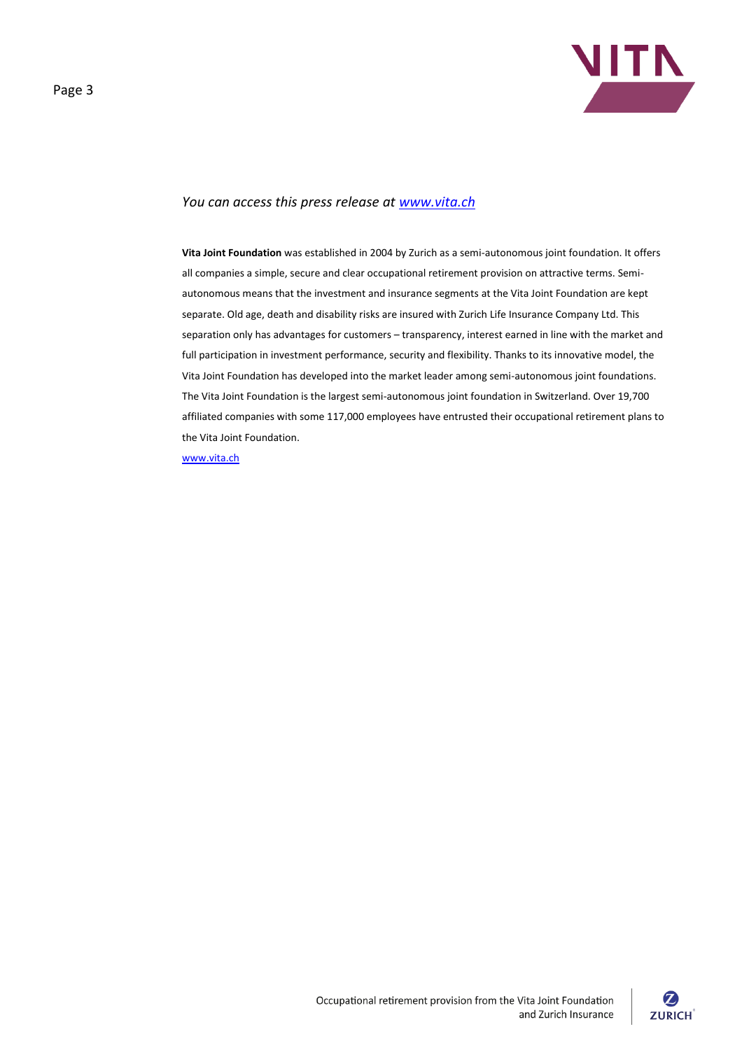*You can access this press release at www.vita.ch*

**Vita Joint Foundation** was established in 2004 by Zurich as a semi-autonomous joint foundation. It offers all companies a simple, secure and clear occupational retirement provision on attractive terms. Semi-autonomous means that the investment and insurance segments at the Vita Joint Foundation are kept separate. Old age, death and disability risks are insured with Zurich Life Insurance Company Ltd. This separation only has advantages for customers – transparency, interest earned in line with the market and full participation in investment performance, security and flexibility. Thanks to its innovative model, the Vita Joint Foundation has developed into the market leader among semi-autonomous joint foundations. The Vita Joint Foundation is the largest semi-autonomous joint foundation in Switzerland. Over 19,700 affiliated companies with some 117,000 employees have entrusted their occupational retirement plans to the Vita Joint Foundation.

www.vita.ch